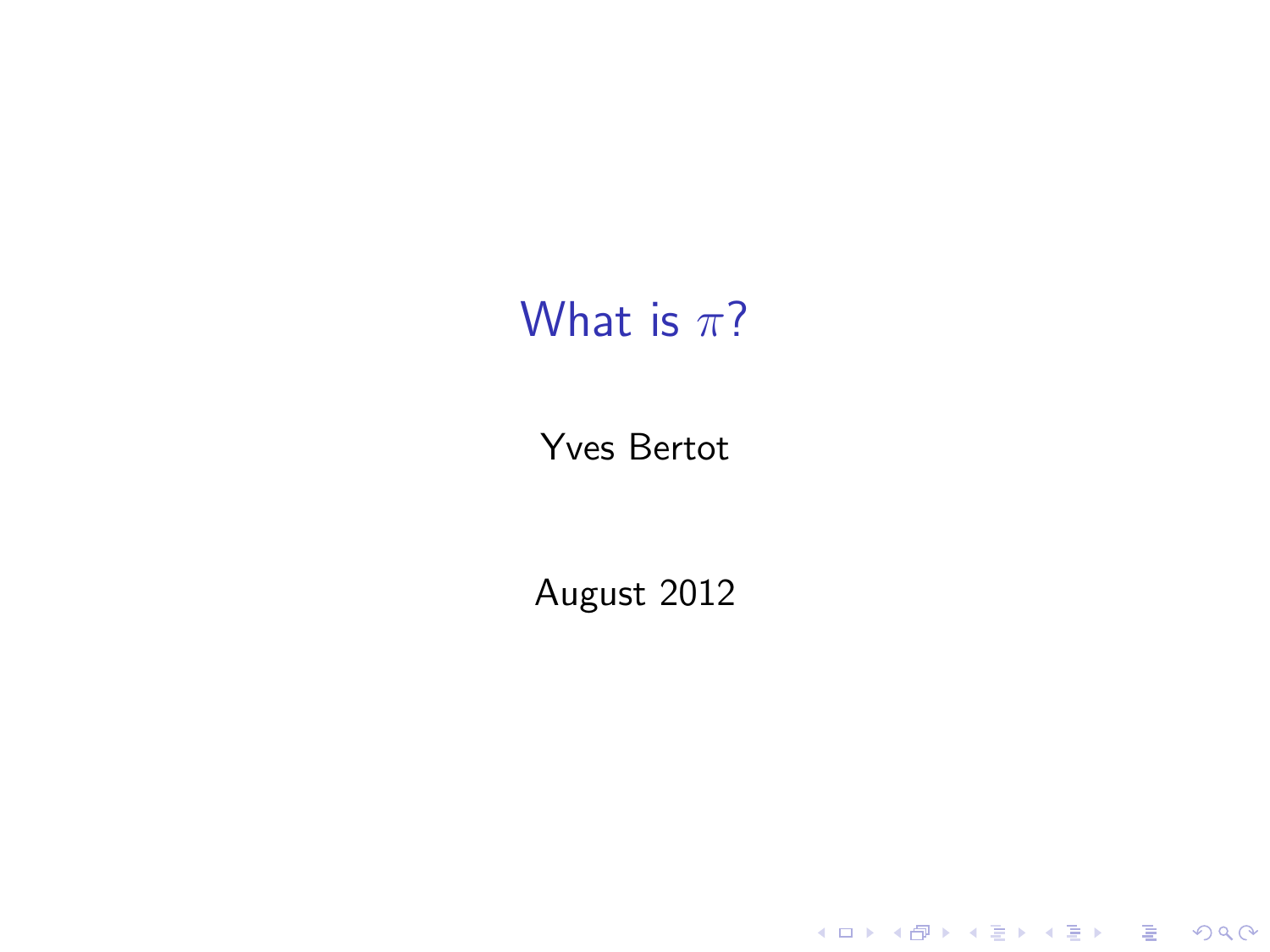# What is $\pi$?

Yves Bertot

August 2012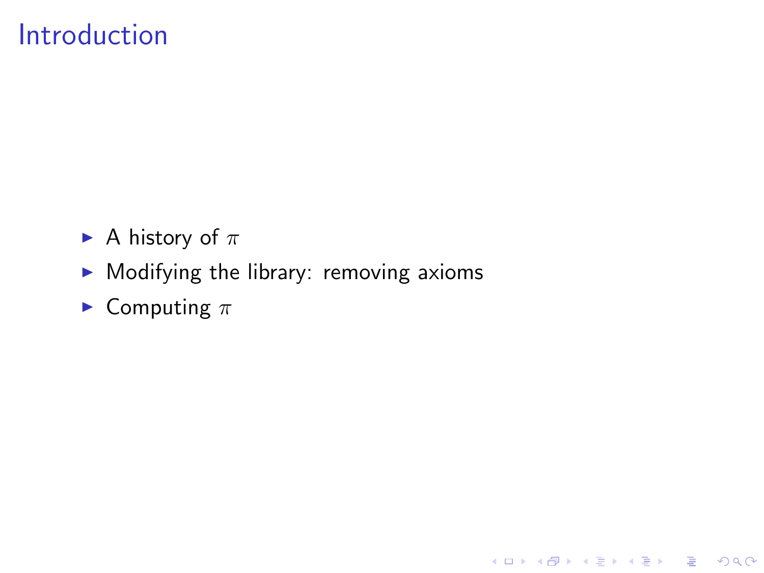# Introduction

- A history of $\pi$
- Modifying the library: removing axioms
- Computing $\pi$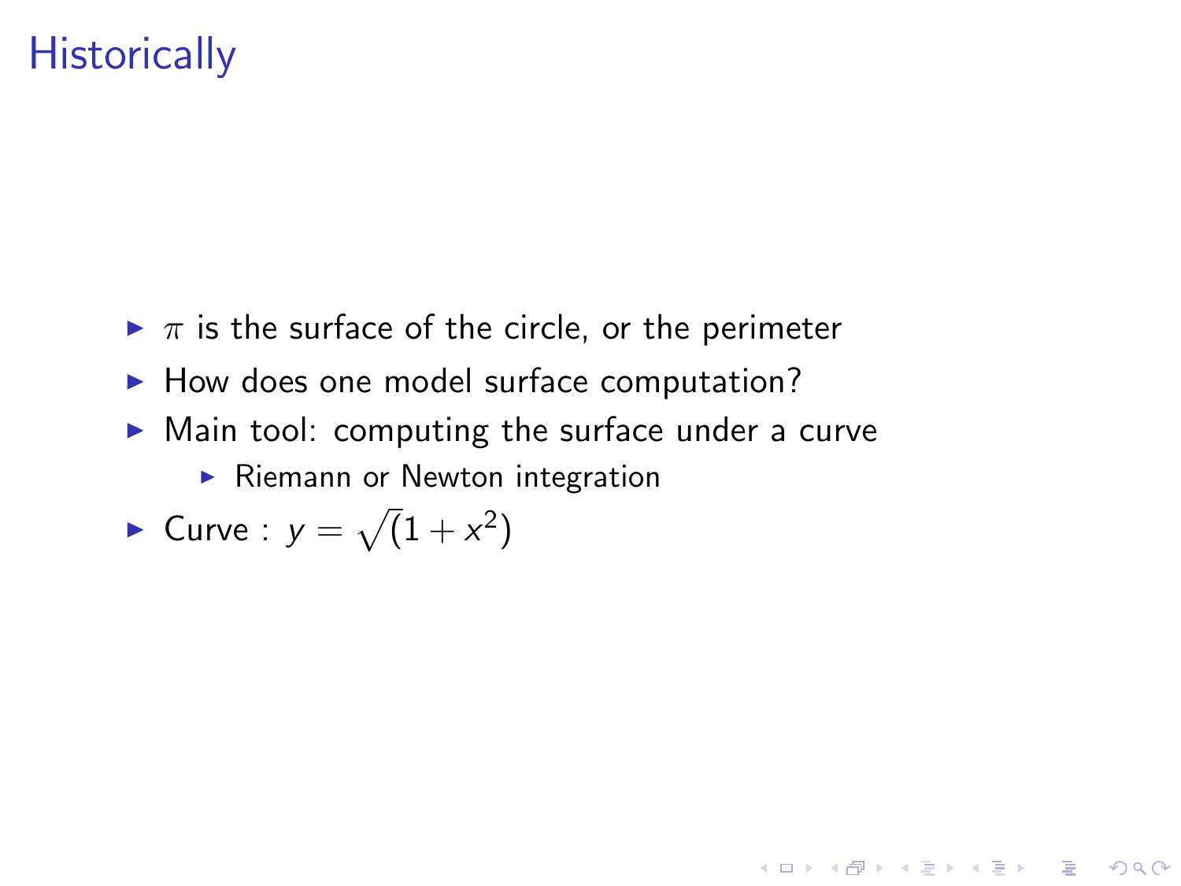# Historically

- $\pi$ is the surface of the circle, or the perimeter
- How does one model surface computation?
- Main tool: computing the surface under a curve
  - Riemann or Newton integration
- Curve : $y = \sqrt(1 + x^2)$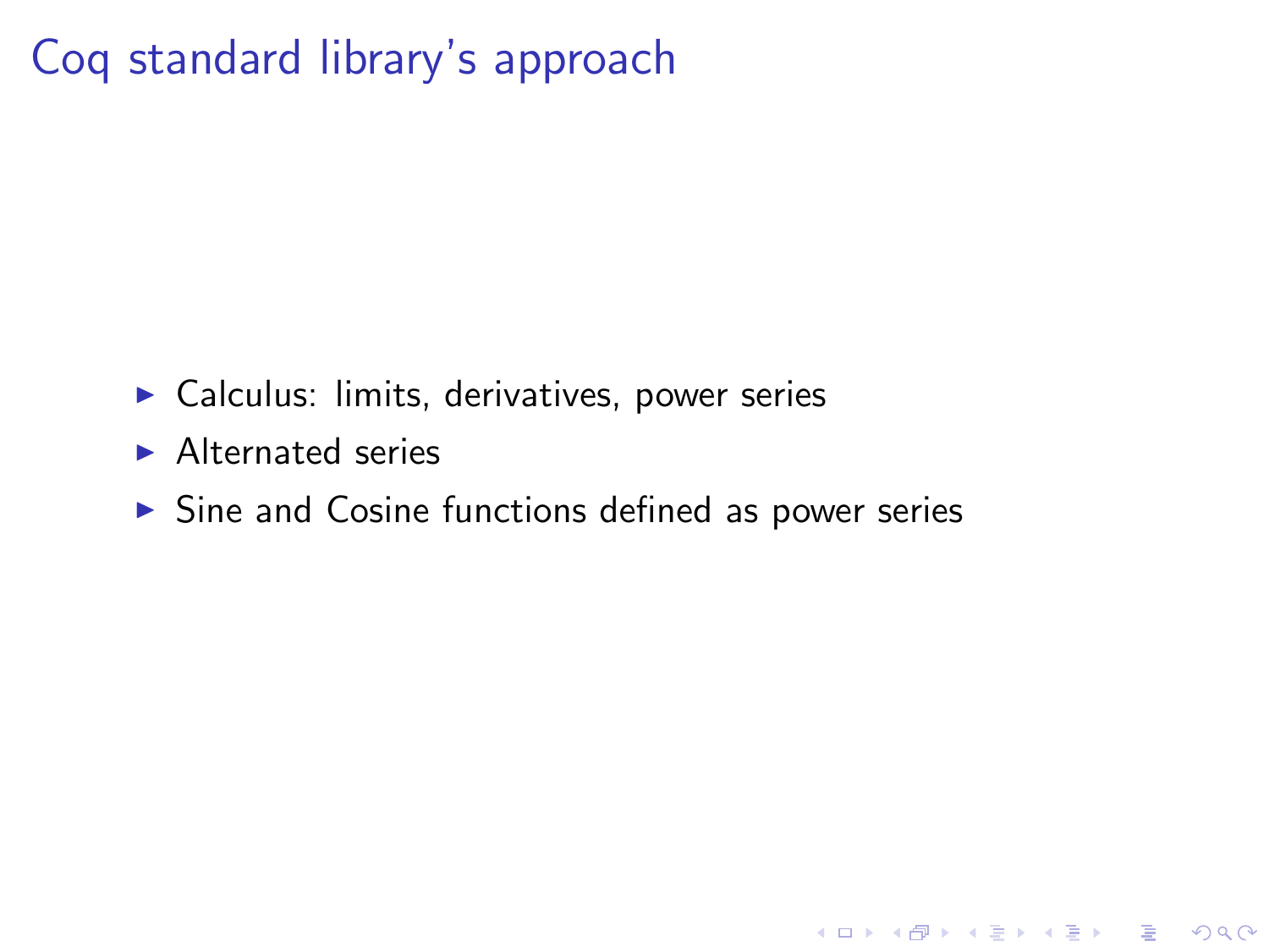# Coq standard library's approach

- Calculus: limits, derivatives, power series
- Alternated series
- Sine and Cosine functions defined as power series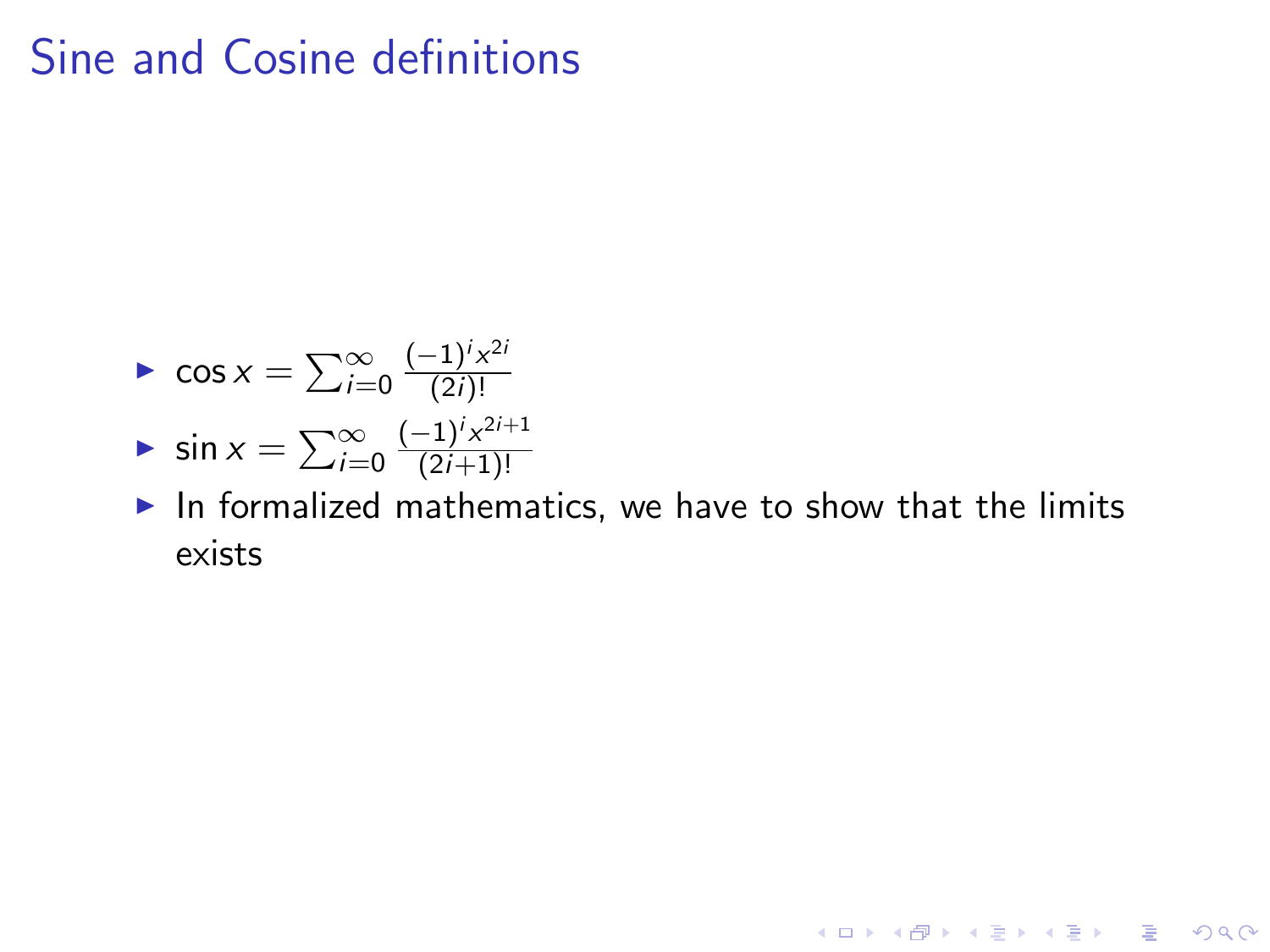# Sine and Cosine definitions

- $\cos x = \sum_{i=0}^{\infty} \frac{(-1)^i x^{2i}}{(2i)!}$
- $\sin x = \sum_{i=0}^{\infty} \frac{(-1)^i x^{2i+1}}{(2i+1)!}$
- In formalized mathematics, we have to show that the limits exists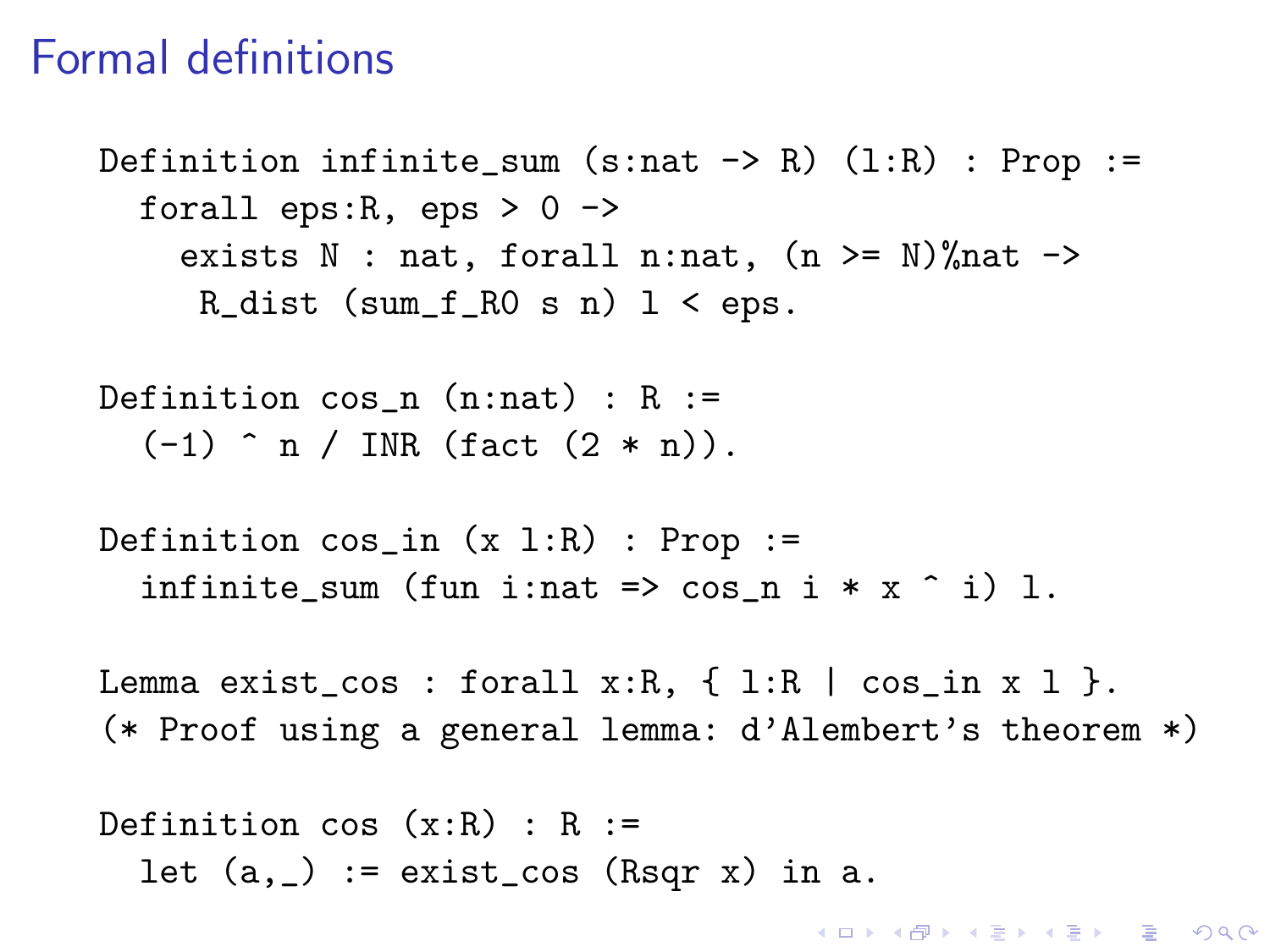# Formal definitions

```
Definition infinite_sum (s:nat -> R) (l:R) : Prop :=
  forall eps:R, eps > 0 ->
    exists N : nat, forall n:nat, (n >= N)%nat ->
     R_dist (sum_f_R0 s n) l < eps.

Definition cos_n (n:nat) : R :=
  (-1) ^ n / INR (fact (2 * n)).

Definition cos_in (x l:R) : Prop :=
  infinite_sum (fun i:nat => cos_n i * x ^ i) l.

Lemma exist_cos : forall x:R, { l:R | cos_in x l }.
(* Proof using a general lemma: d'Alembert's theorem *)

Definition cos (x:R) : R :=
  let (a,_) := exist_cos (Rsqr x) in a.
```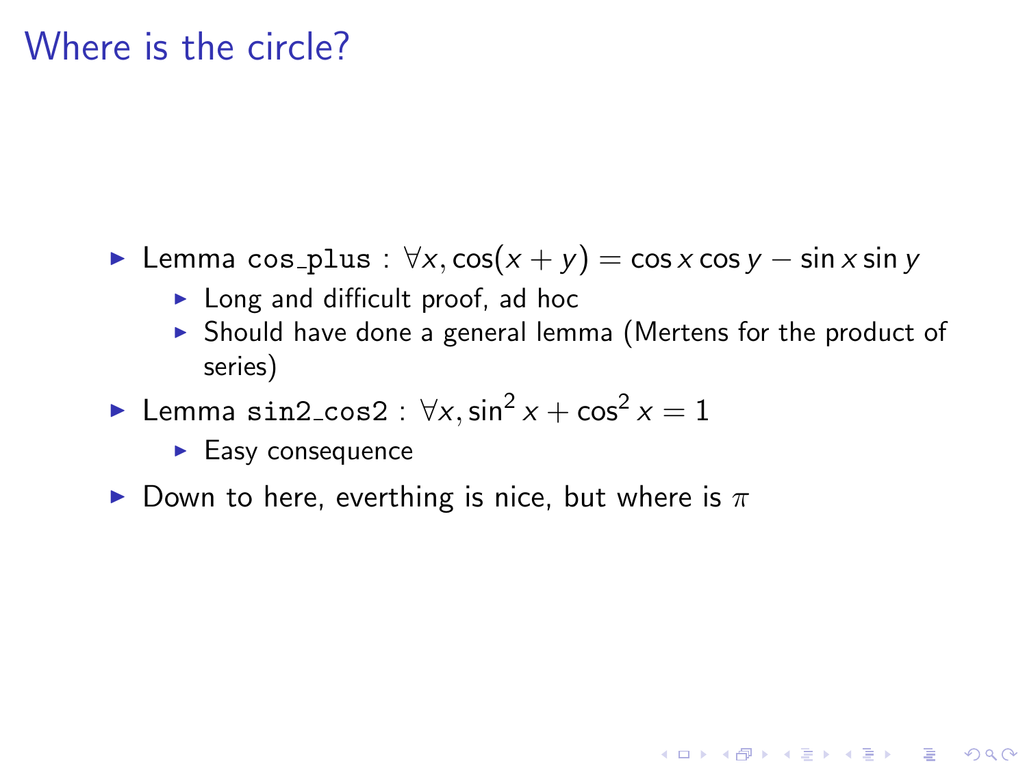# Where is the circle?

- Lemma `cos_plus` : $\forall x, \cos(x + y) = \cos x \cos y - \sin x \sin y$
  - Long and difficult proof, ad hoc
  - Should have done a general lemma (Mertens for the product of series)
- Lemma `sin2_cos2` : $\forall x, \sin^2 x + \cos^2 x = 1$
  - Easy consequence
- Down to here, everthing is nice, but where is $\pi$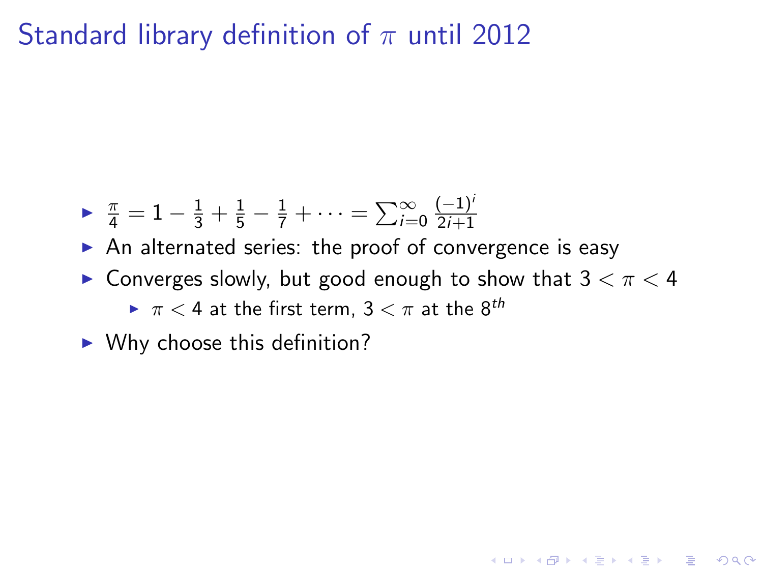# Standard library definition of $\pi$ until 2012

- $\frac{\pi}{4} = 1 - \frac{1}{3} + \frac{1}{5} - \frac{1}{7} + \cdots = \sum_{i=0}^{\infty} \frac{(-1)^i}{2i+1}$
- An alternated series: the proof of convergence is easy
- Converges slowly, but good enough to show that $3 < \pi < 4$
  - $\pi < 4$ at the first term, $3 < \pi$ at the $8^{th}$
- Why choose this definition?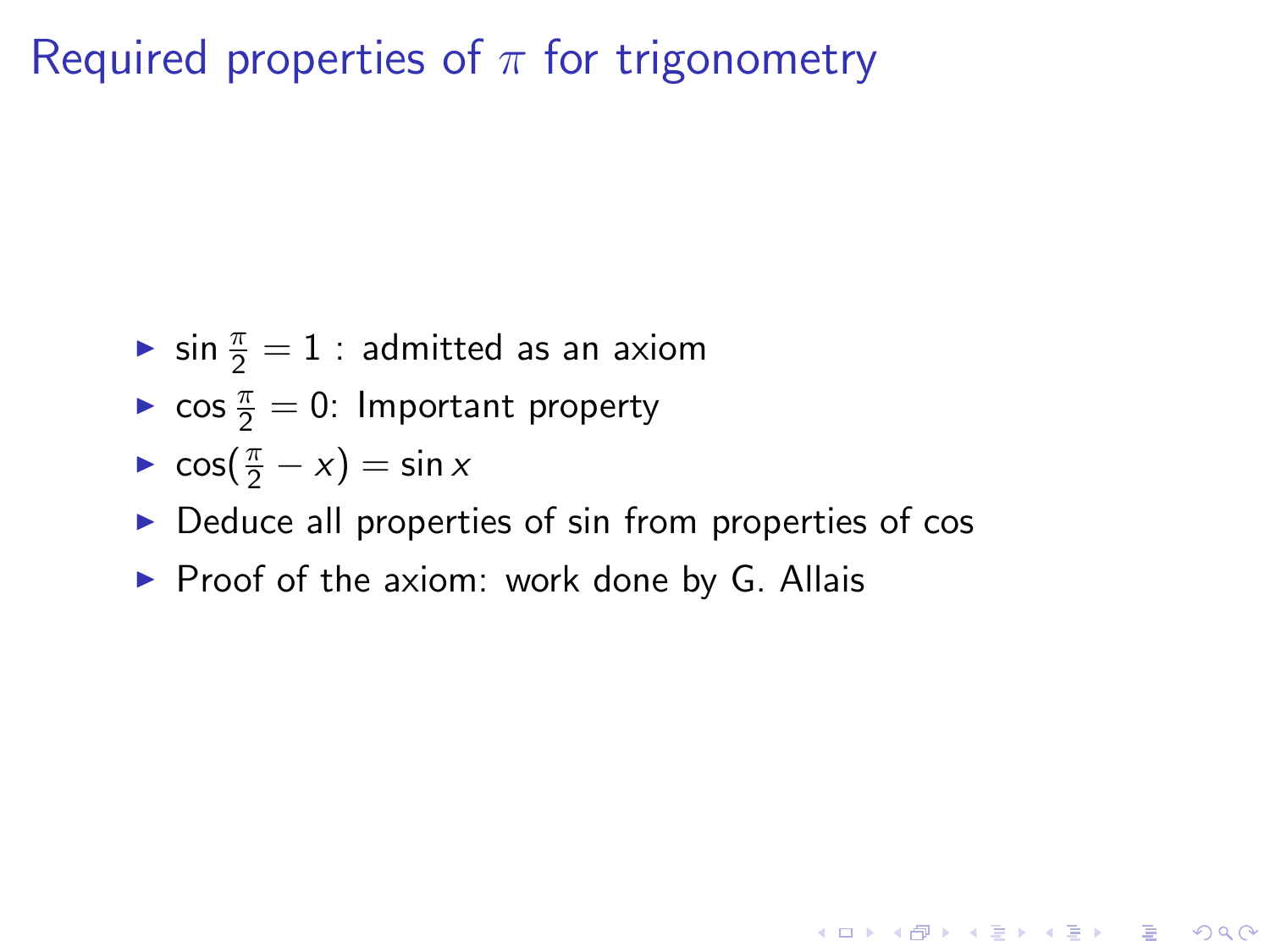# Required properties of $\pi$ for trigonometry

- $\sin \frac{\pi}{2} = 1$ : admitted as an axiom
- $\cos \frac{\pi}{2} = 0$: Important property
- $\cos(\frac{\pi}{2} - x) = \sin x$
- Deduce all properties of sin from properties of cos
- Proof of the axiom: work done by G. Allais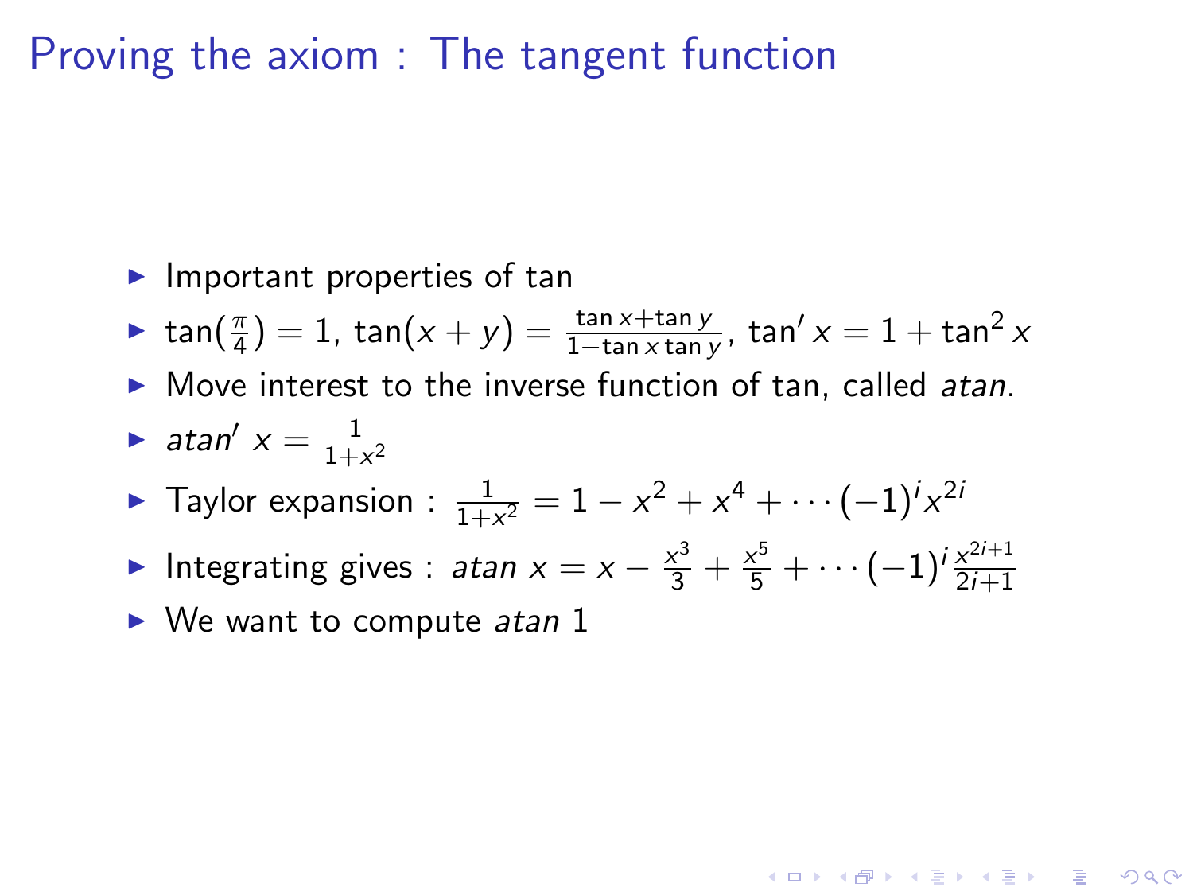# Proving the axiom : The tangent function

- Important properties of tan
- $\tan(\frac{\pi}{4}) = 1$, $\tan(x+y) = \frac{\tan x + \tan y}{1 - \tan x \tan y}$, $\tan' x = 1 + \tan^2 x$
- Move interest to the inverse function of tan, called *atan*.
- $atan'\ x = \frac{1}{1+x^2}$
- Taylor expansion : $\frac{1}{1+x^2} = 1 - x^2 + x^4 + \cdots (-1)^i x^{2i}$
- Integrating gives : $atan\ x = x - \frac{x^3}{3} + \frac{x^5}{5} + \cdots (-1)^i \frac{x^{2i+1}}{2i+1}$
- We want to compute *atan* 1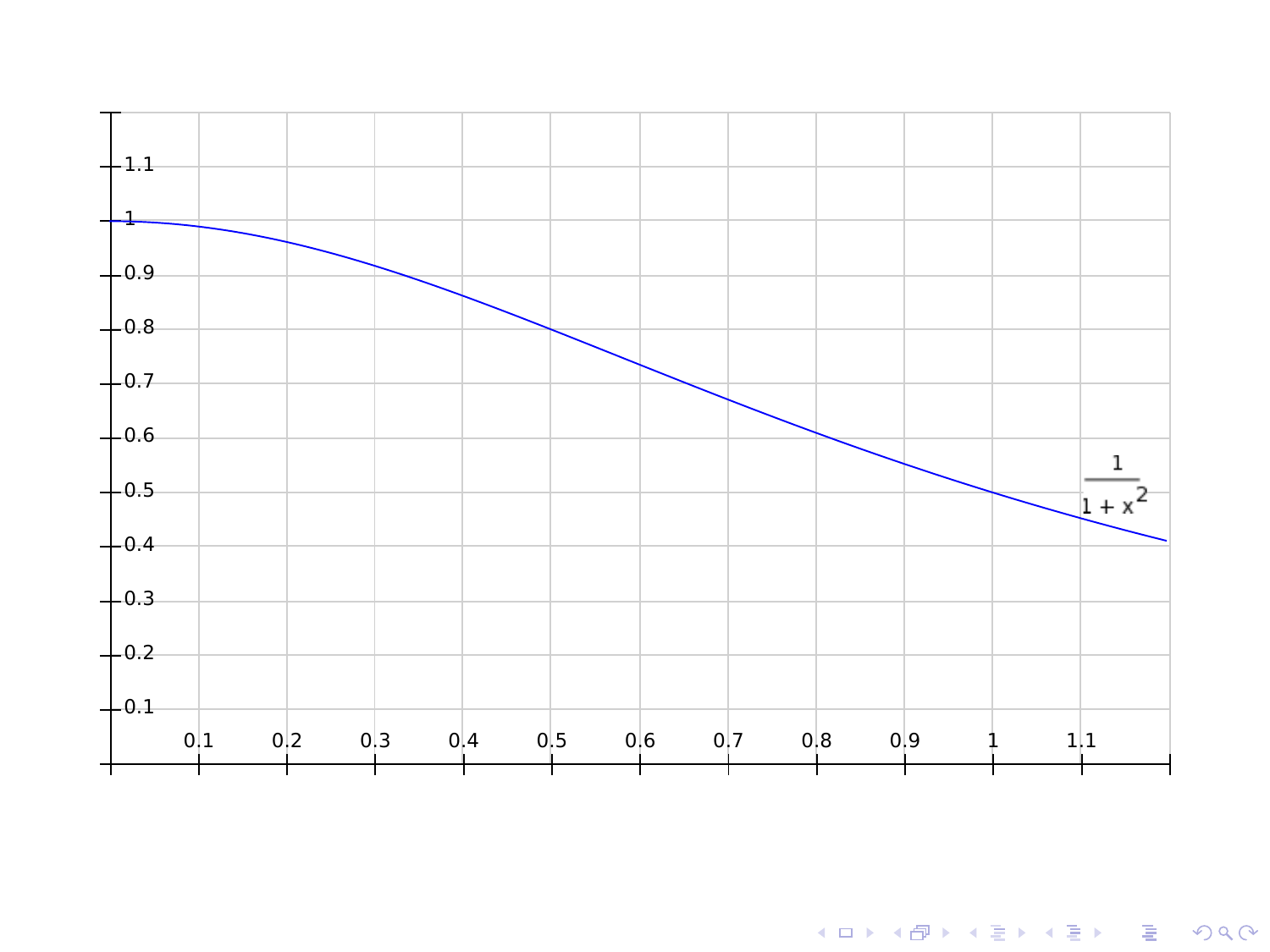$$\frac{1}{1+x^2}$$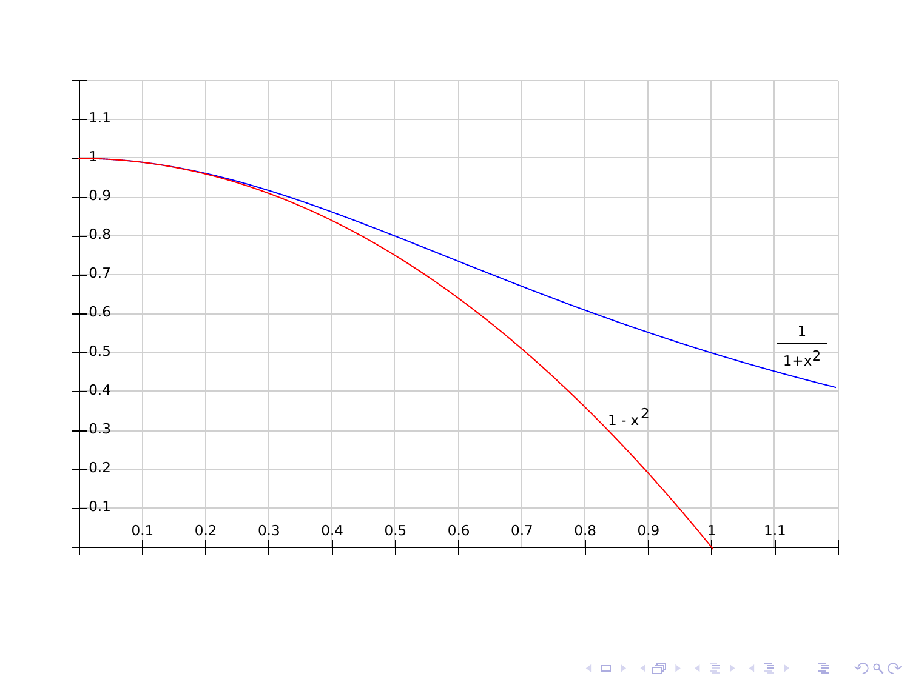$\frac{1}{1+x^2}$

$1 - x^2$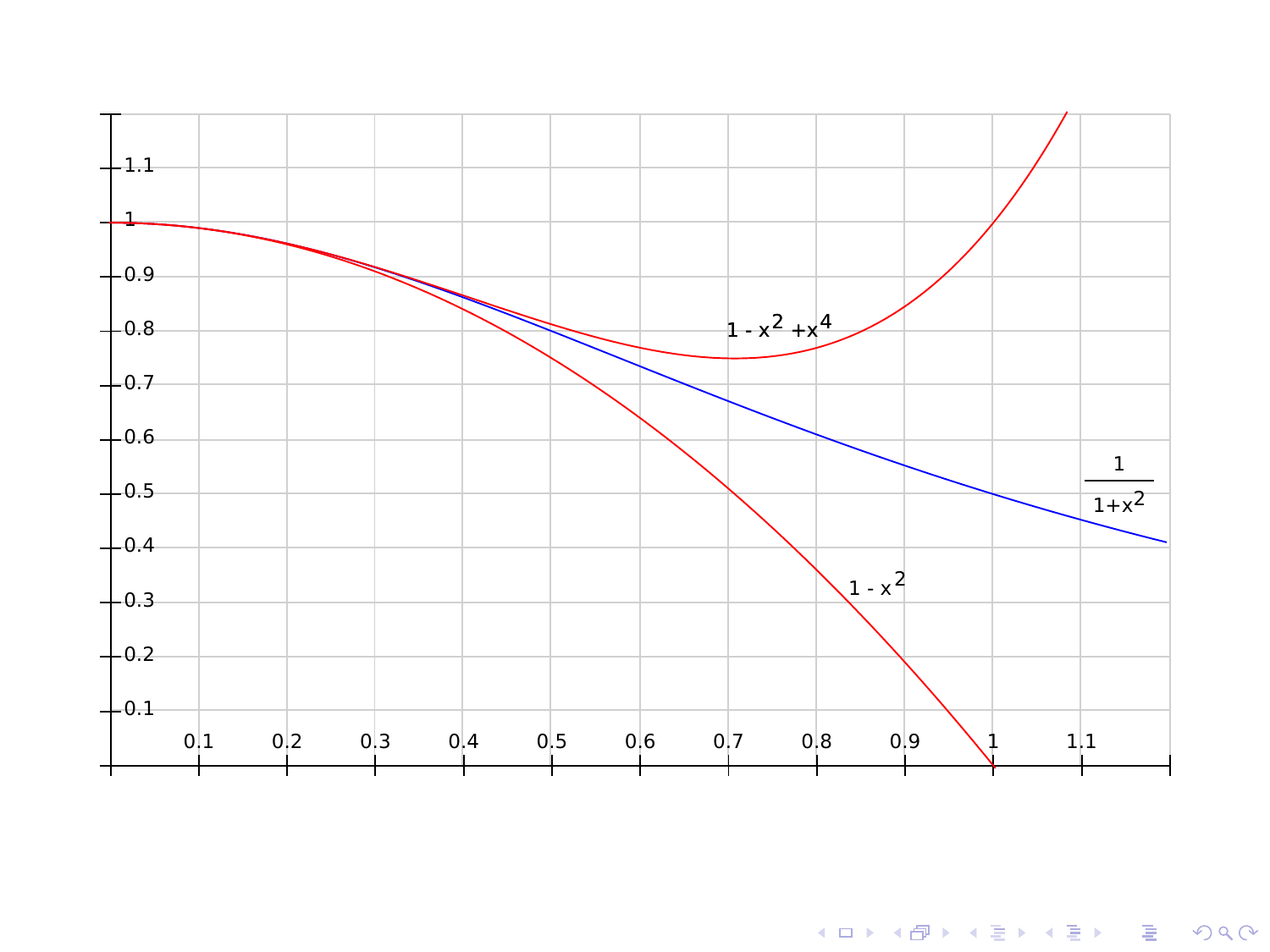$1 - x^2 + x^4$

$\frac{1}{1+x^2}$

$1 - x^2$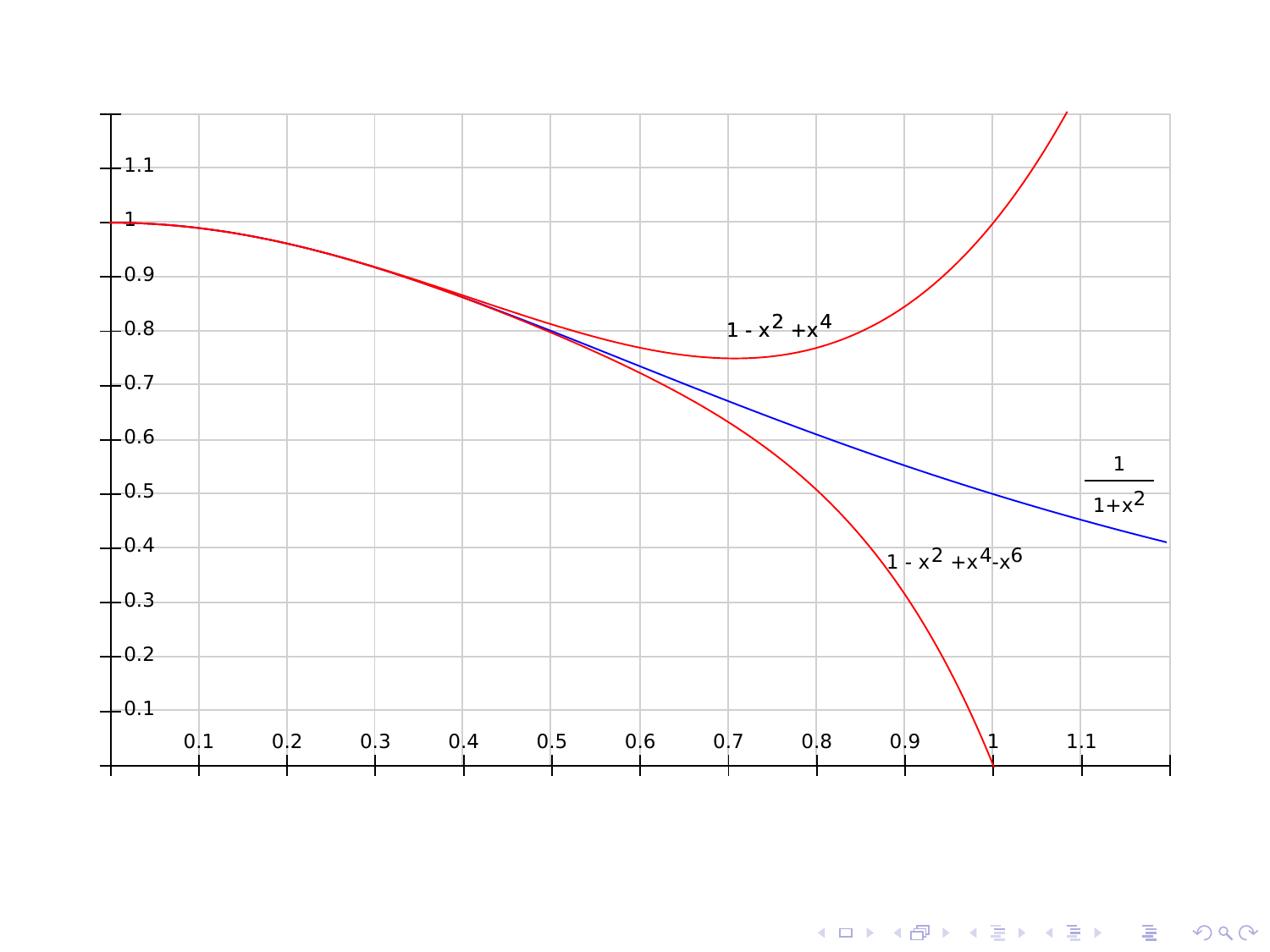$1 - x^2 + x^4$

$\frac{1}{1+x^2}$

$1 - x^2 + x^4 - x^6$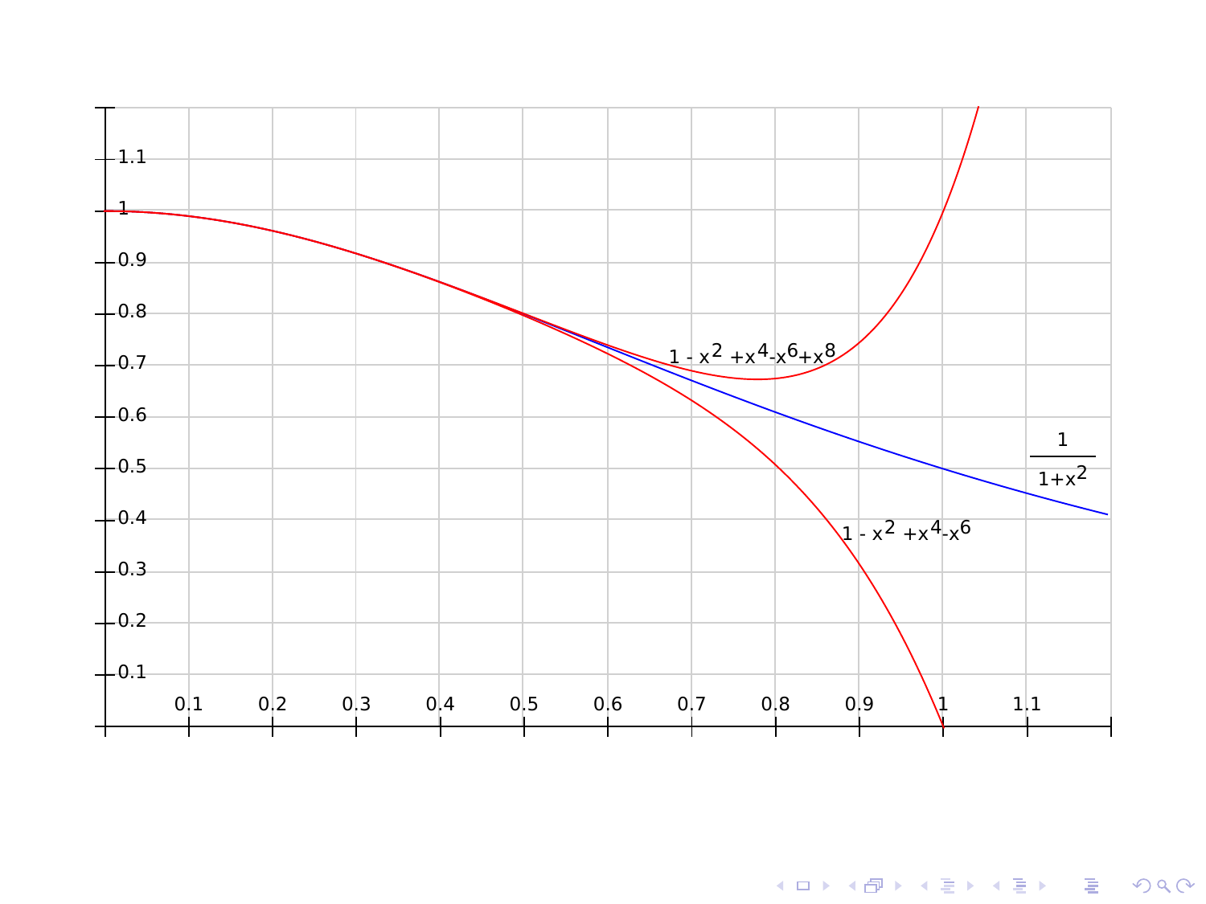$1 - x^2 + x^4 - x^6 + x^8$

$\dfrac{1}{1+x^2}$

$1 - x^2 + x^4 - x^6$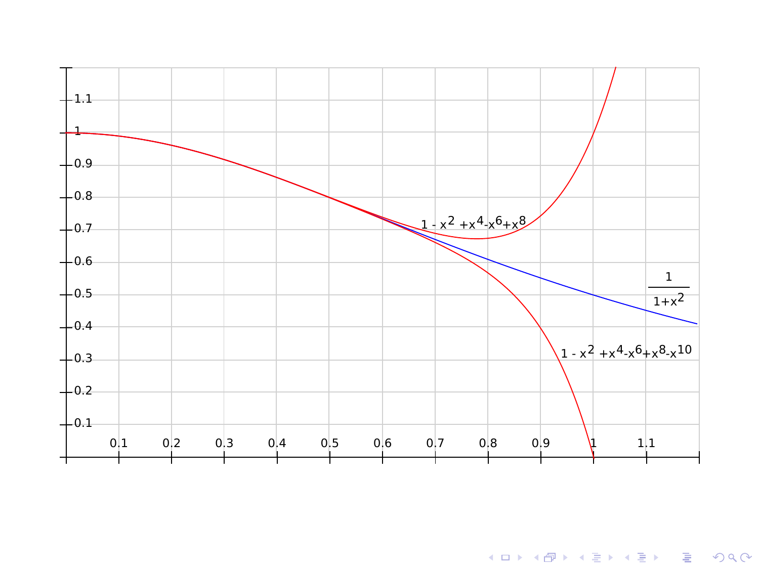$1 - x^2 + x^4 - x^6 + x^8$

$\frac{1}{1+x^2}$

$1 - x^2 + x^4 - x^6 + x^8 - x^{10}$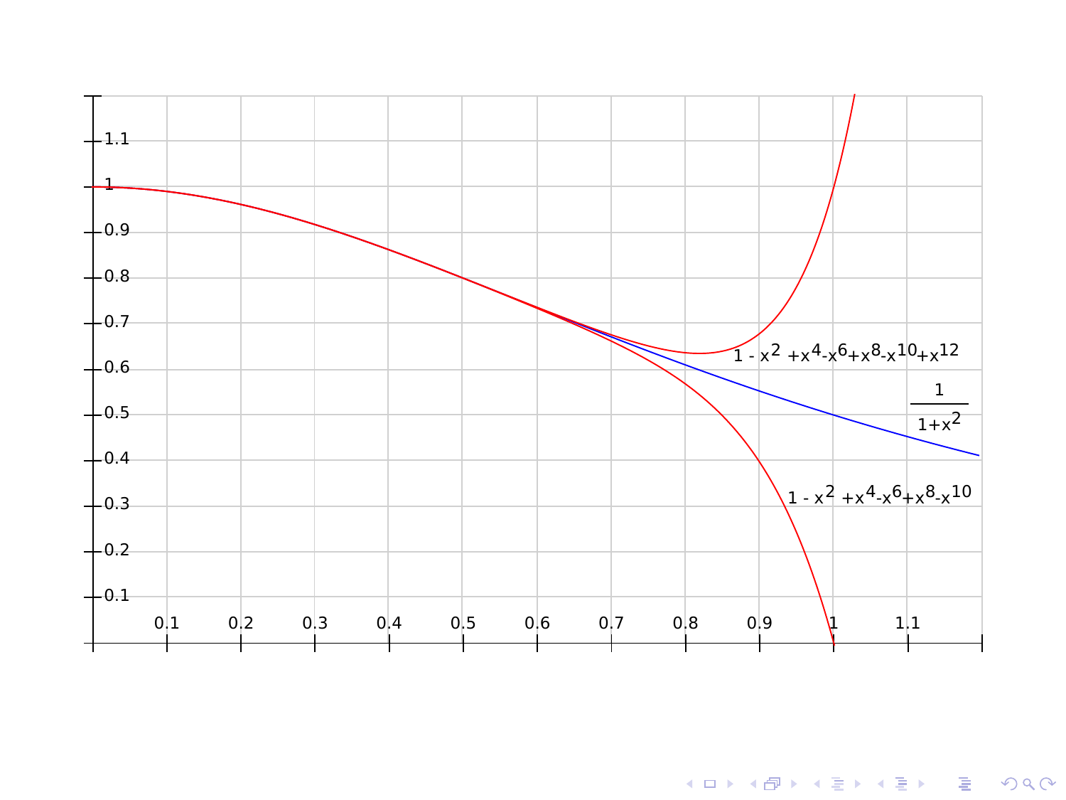$1 - x^2 + x^4 - x^6 + x^8 - x^{10} + x^{12}$

$\frac{1}{1+x^2}$

$1 - x^2 + x^4 - x^6 + x^8 - x^{10}$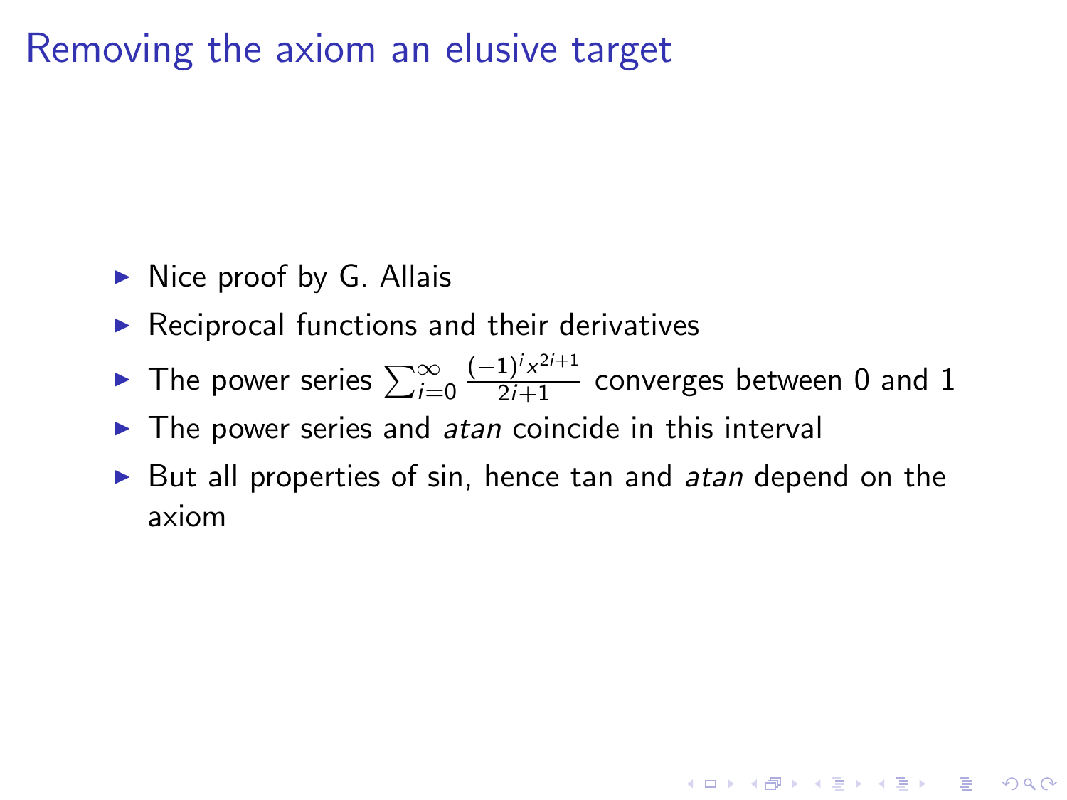# Removing the axiom an elusive target

- Nice proof by G. Allais
- Reciprocal functions and their derivatives
- The power series $\sum_{i=0}^{\infty} \frac{(-1)^i x^{2i+1}}{2i+1}$ converges between 0 and 1
- The power series and *atan* coincide in this interval
- But all properties of sin, hence tan and *atan* depend on the axiom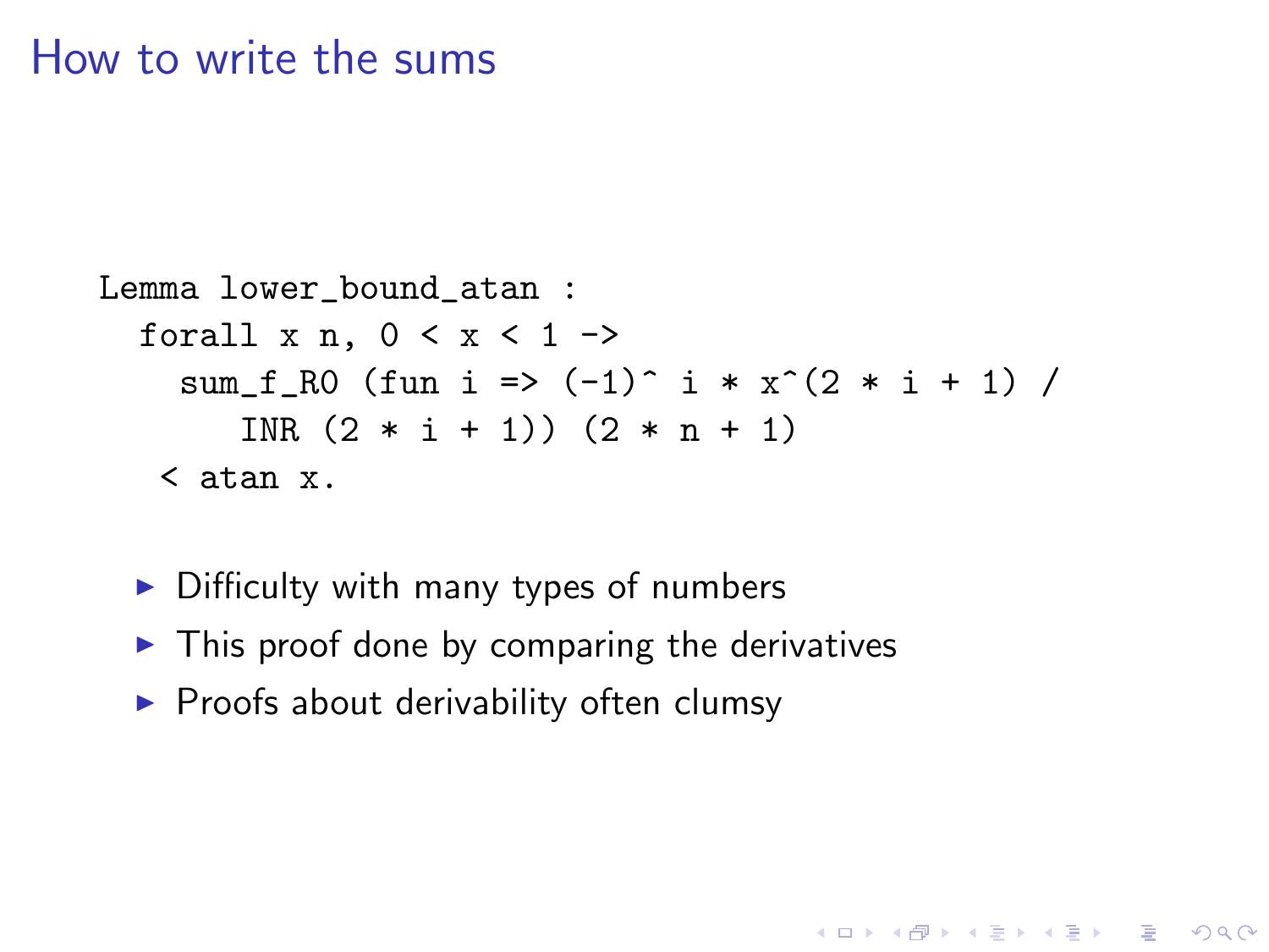# How to write the sums

```
Lemma lower_bound_atan :
  forall x n, 0 < x < 1 ->
    sum_f_R0 (fun i => (-1)^ i * x^(2 * i + 1) /
       INR (2 * i + 1)) (2 * n + 1)
   < atan x.
```

- Difficulty with many types of numbers
- This proof done by comparing the derivatives
- Proofs about derivability often clumsy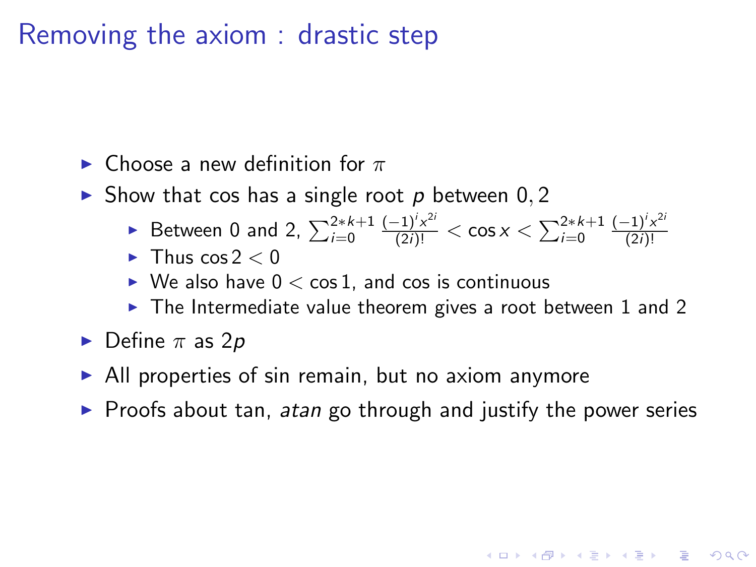# Removing the axiom : drastic step

- Choose a new definition for $\pi$
- Show that cos has a single root $p$ between $0, 2$
  - Between 0 and 2, $\sum_{i=0}^{2*k+1} \frac{(-1)^i x^{2i}}{(2i)!} < \cos x < \sum_{i=0}^{2*k+1} \frac{(-1)^i x^{2i}}{(2i)!}$
  - Thus $\cos 2 < 0$
  - We also have $0 < \cos 1$, and cos is continuous
  - The Intermediate value theorem gives a root between 1 and 2
- Define $\pi$ as $2p$
- All properties of sin remain, but no axiom anymore
- Proofs about tan, *atan* go through and justify the power series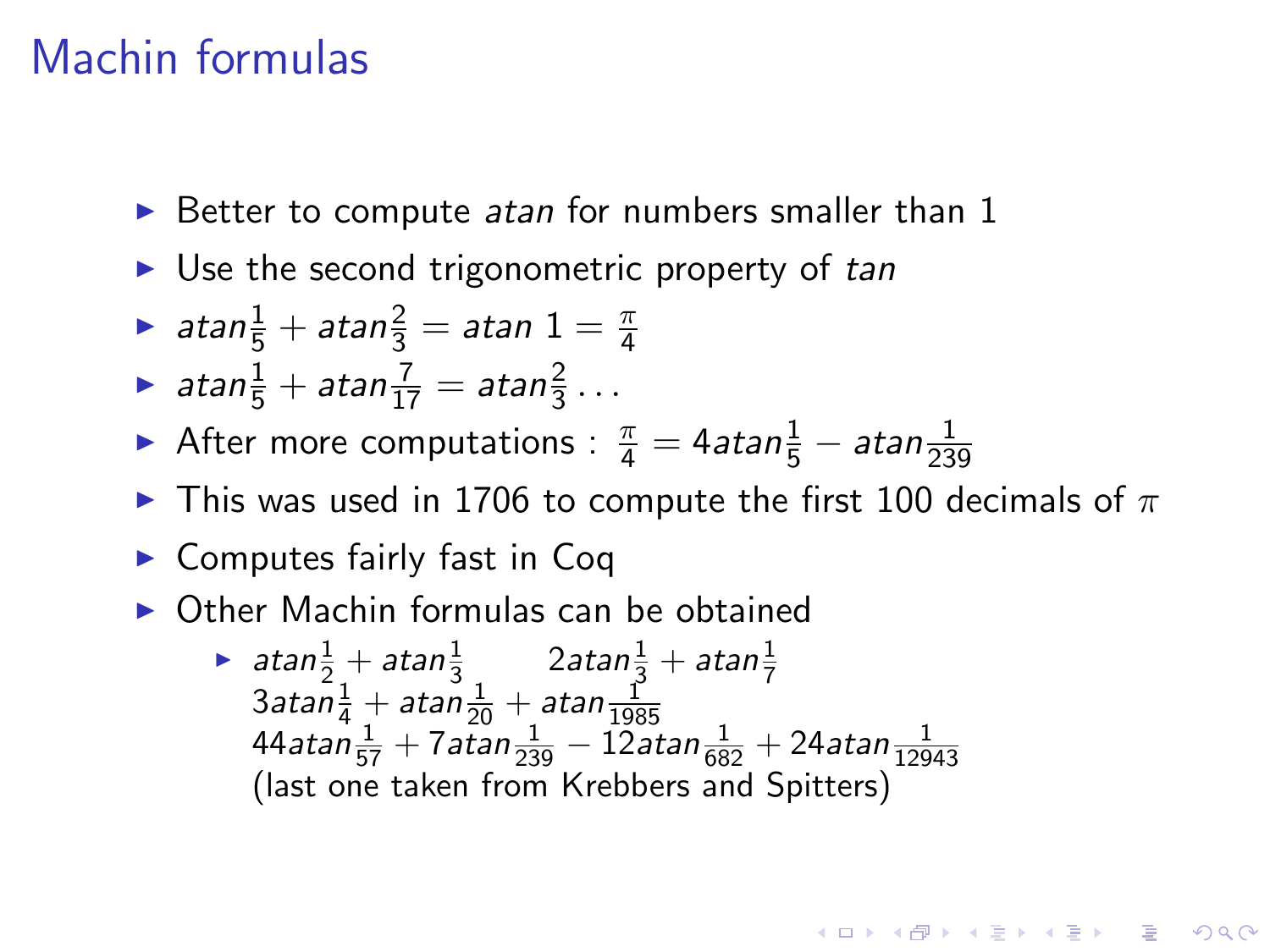# Machin formulas

- Better to compute *atan* for numbers smaller than 1
- Use the second trigonometric property of *tan*
- $atan\frac{1}{5} + atan\frac{2}{3} = atan\ 1 = \frac{\pi}{4}$
- $atan\frac{1}{5} + atan\frac{7}{17} = atan\frac{2}{3} \ldots$
- After more computations : $\frac{\pi}{4} = 4atan\frac{1}{5} - atan\frac{1}{239}$
- This was used in 1706 to compute the first 100 decimals of $\pi$
- Computes fairly fast in Coq
- Other Machin formulas can be obtained
  - $atan\frac{1}{2} + atan\frac{1}{3}$ $\quad 2atan\frac{1}{3} + atan\frac{1}{7}$
    $3atan\frac{1}{4} + atan\frac{1}{20} + atan\frac{1}{1985}$
    $44atan\frac{1}{57} + 7atan\frac{1}{239} - 12atan\frac{1}{682} + 24atan\frac{1}{12943}$
    (last one taken from Krebbers and Spitters)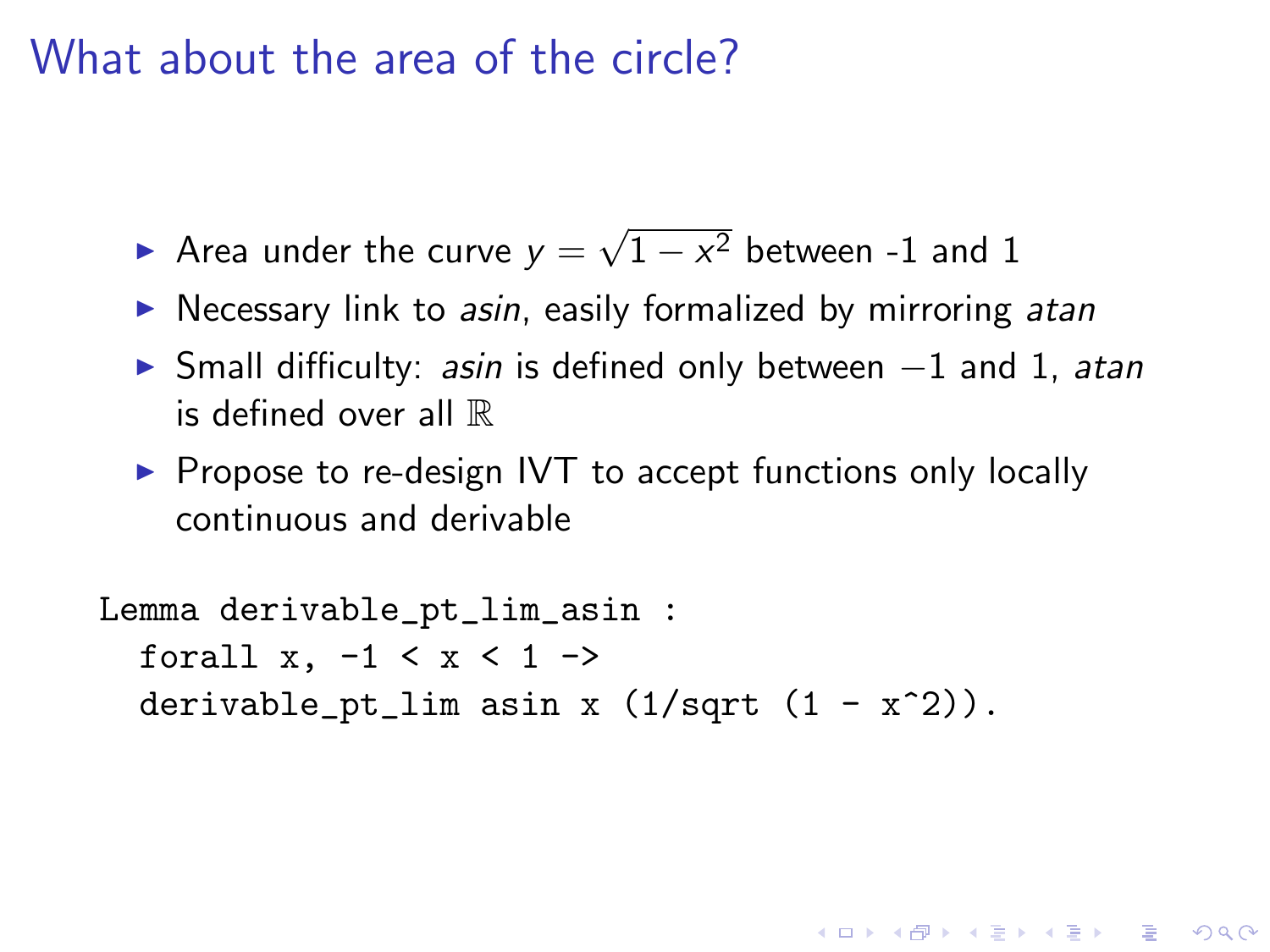# What about the area of the circle?

- Area under the curve $y = \sqrt{1 - x^2}$ between -1 and 1
- Necessary link to *asin*, easily formalized by mirroring *atan*
- Small difficulty: *asin* is defined only between $-1$ and 1, *atan* is defined over all $\mathbb{R}$
- Propose to re-design IVT to accept functions only locally continuous and derivable

```
Lemma derivable_pt_lim_asin :
  forall x, -1 < x < 1 ->
  derivable_pt_lim asin x (1/sqrt (1 - x^2)).
```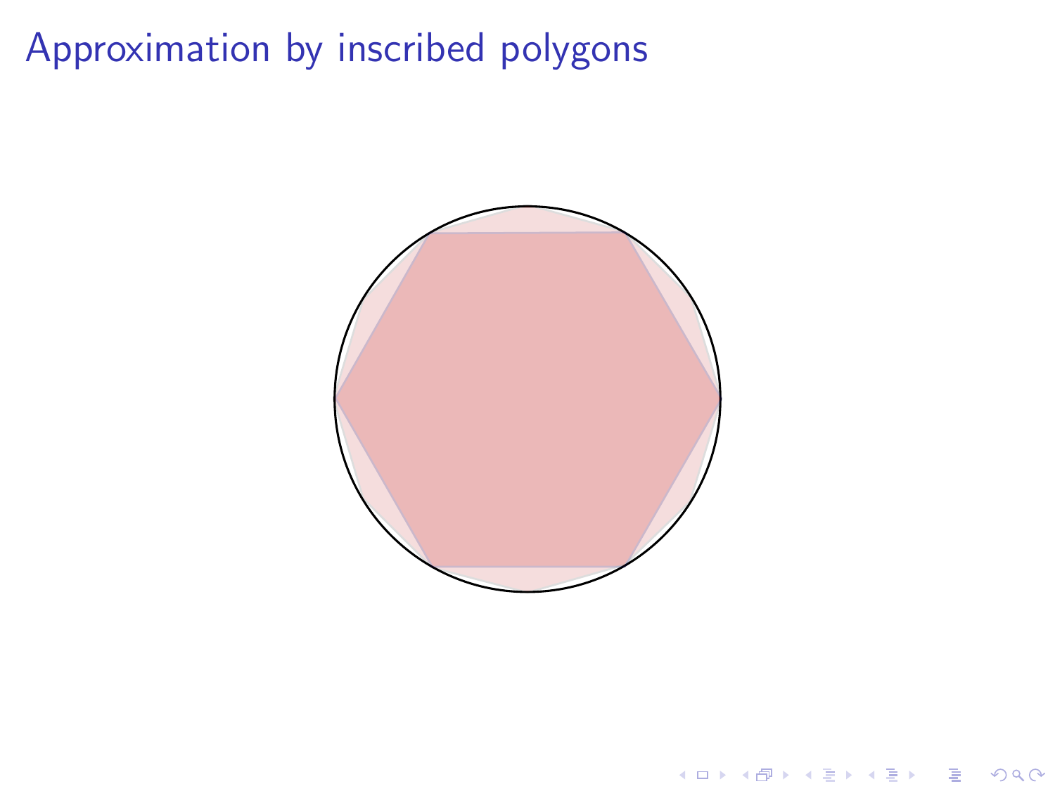# Approximation by inscribed polygons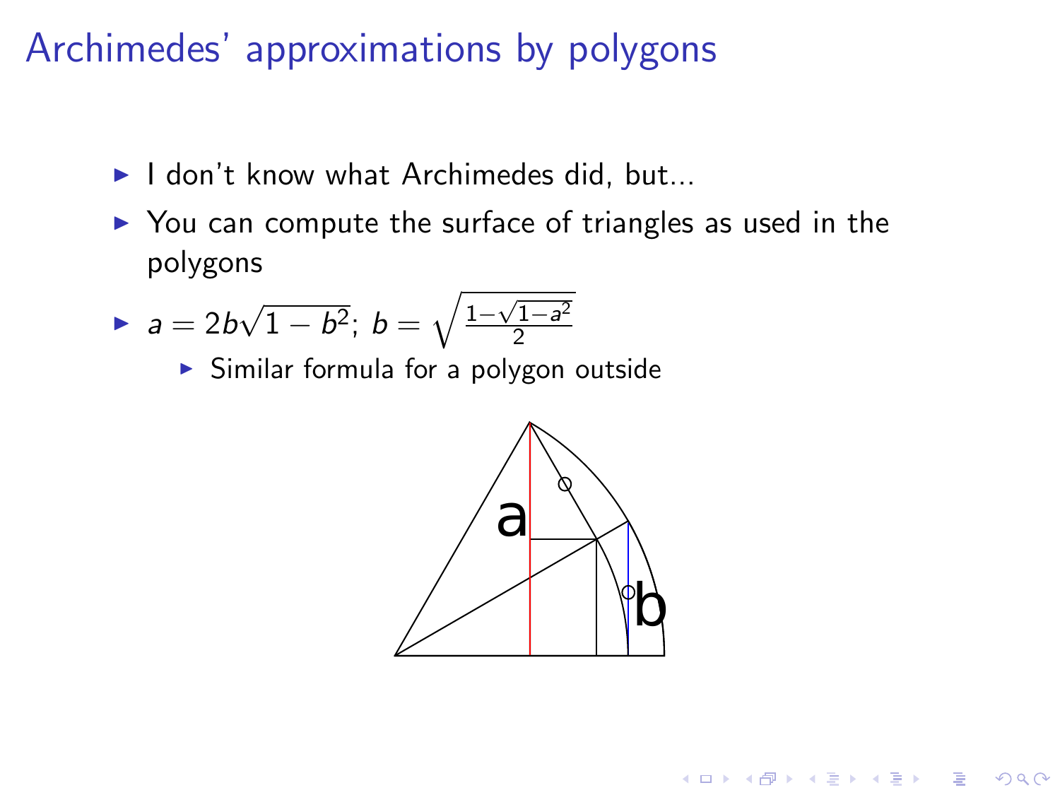# Archimedes' approximations by polygons

- I don't know what Archimedes did, but...
- You can compute the surface of triangles as used in the polygons
- $a = 2b\sqrt{1-b^2}$; $b = \sqrt{\frac{1-\sqrt{1-a^2}}{2}}$
  - Similar formula for a polygon outside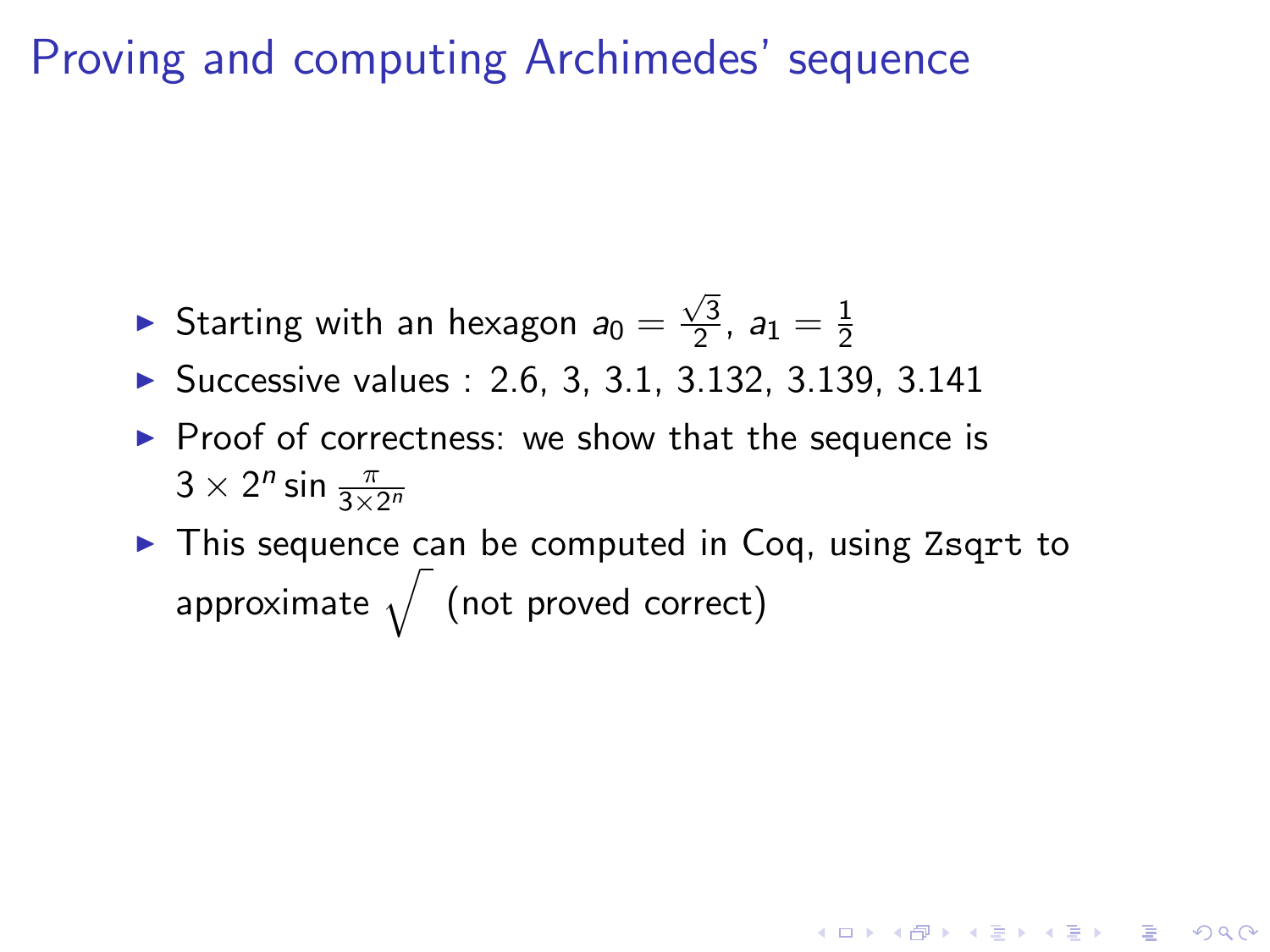# Proving and computing Archimedes' sequence

- Starting with an hexagon $a_0 = \frac{\sqrt{3}}{2}$, $a_1 = \frac{1}{2}$
- Successive values : 2.6, 3, 3.1, 3.132, 3.139, 3.141
- Proof of correctness: we show that the sequence is $3 \times 2^n \sin \frac{\pi}{3 \times 2^n}$
- This sequence can be computed in Coq, using `Zsqrt` to approximate $\sqrt{\ }$ (not proved correct)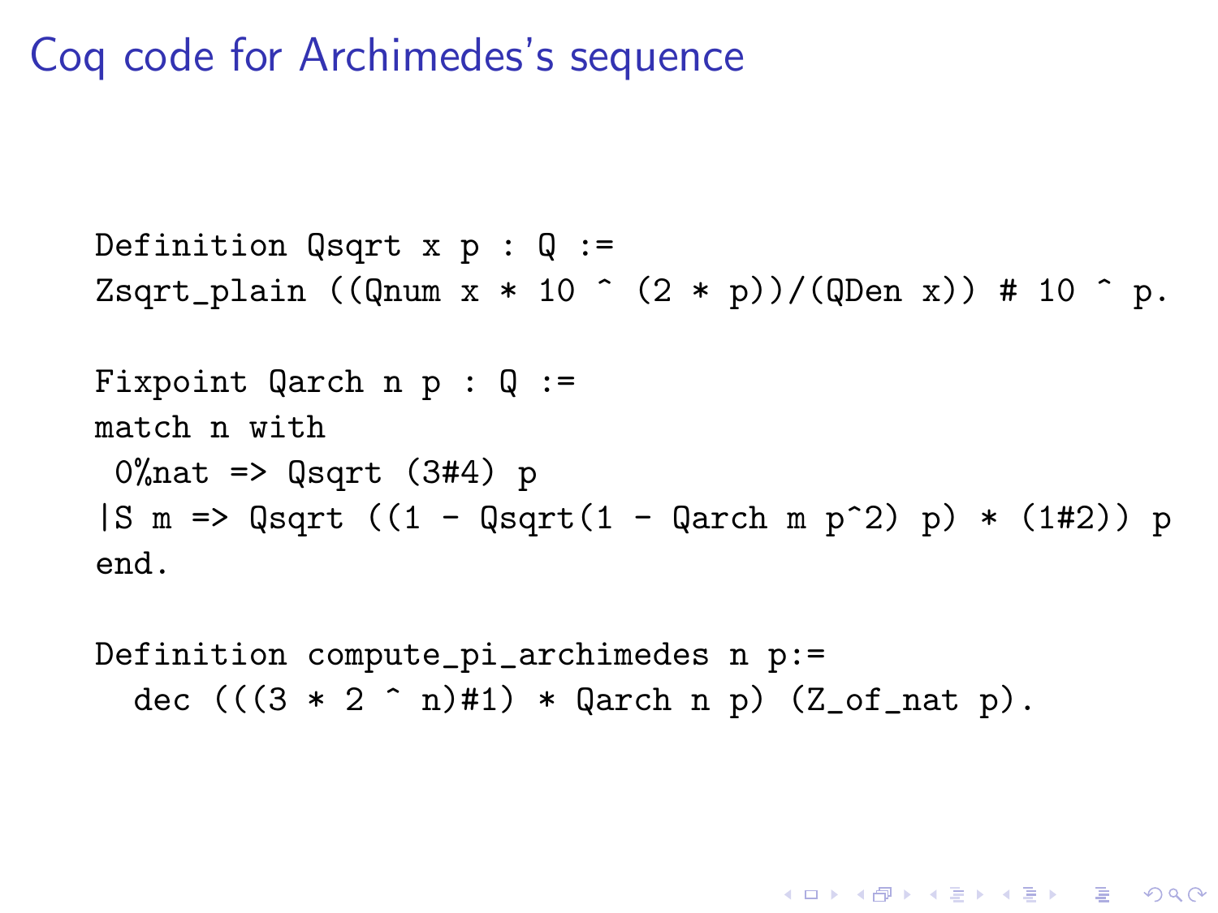# Coq code for Archimedes's sequence

```
Definition Qsqrt x p : Q :=
Zsqrt_plain ((Qnum x * 10 ^ (2 * p))/(QDen x)) # 10 ^ p.

Fixpoint Qarch n p : Q :=
match n with
 0%nat => Qsqrt (3#4) p
|S m => Qsqrt ((1 - Qsqrt(1 - Qarch m p^2) p) * (1#2)) p
end.

Definition compute_pi_archimedes n p:=
  dec (((3 * 2 ^ n)#1) * Qarch n p) (Z_of_nat p).
```